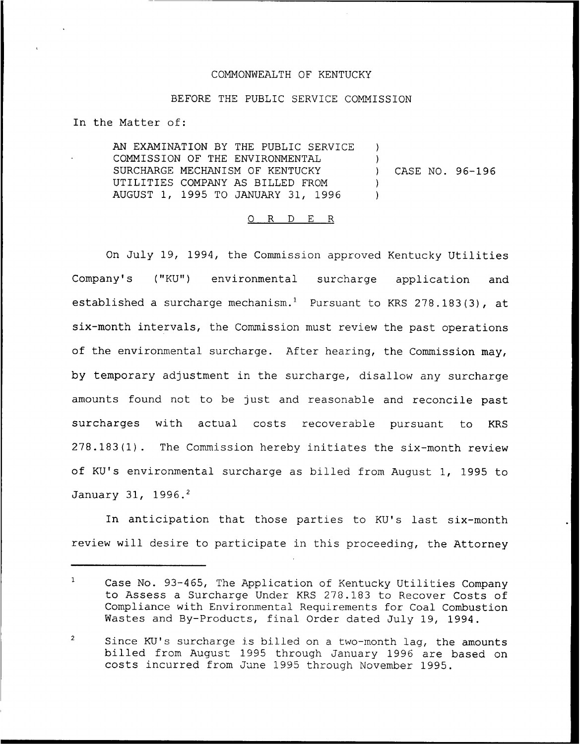COMMONWEALTH OF KENTUCKY

BEFORE THE PUBLIC SERVICE COMMISSION

In the Matter of:

| | | |
|---|---|---|
| AN EXAMINATION BY THE PUBLIC SERVICE COMMISSION OF THE ENVIRONMENTAL SURCHARGE MECHANISM OF KENTUCKY UTILITIES COMPANY AS BILLED FROM AUGUST 1, 1995 TO JANUARY 31, 1996 | ) | CASE NO. 96-196 |

O R D E R

On July 19, 1994, the Commission approved Kentucky Utilities Company's ("KU") environmental surcharge application and established a surcharge mechanism.[1] Pursuant to KRS 278.183(3), at six-month intervals, the Commission must review the past operations of the environmental surcharge. After hearing, the Commission may, by temporary adjustment in the surcharge, disallow any surcharge amounts found not to be just and reasonable and reconcile past surcharges with actual costs recoverable pursuant to KRS 278.183(1). The Commission hereby initiates the six-month review of KU's environmental surcharge as billed from August 1, 1995 to January 31, 1996.[2]

In anticipation that those parties to KU's last six-month review will desire to participate in this proceeding, the Attorney

---

[1] Case No. 93-465, The Application of Kentucky Utilities Company to Assess a Surcharge Under KRS 278.183 to Recover Costs of Compliance with Environmental Requirements for Coal Combustion Wastes and By-Products, final Order dated July 19, 1994.

[2] Since KU's surcharge is billed on a two-month lag, the amounts billed from August 1995 through January 1996 are based on costs incurred from June 1995 through November 1995.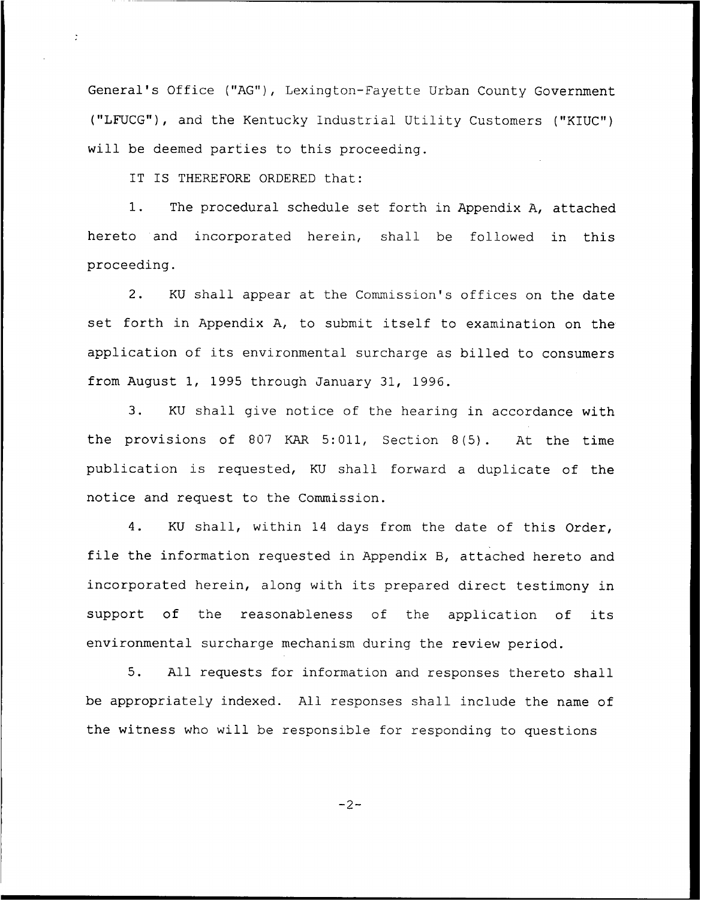General's Office ("AG"), Lexington-Fayette Urban County Government ("LFUCG"), and the Kentucky Industrial Utility Customers ("KIUC") will be deemed parties to this proceeding.

IT IS THEREFORE ORDERED that:

1. The procedural schedule set forth in Appendix A, attached hereto and incorporated herein, shall be followed in this proceeding.

2. KU shall appear at the Commission's offices on the date set forth in Appendix A, to submit itself to examination on the application of its environmental surcharge as billed to consumers from August 1, 1995 through January 31, 1996.

3. KU shall give notice of the hearing in accordance with the provisions of 807 KAR 5:011, Section 8(5). At the time publication is requested, KU shall forward a duplicate of the notice and request to the Commission.

4. KU shall, within 14 days from the date of this Order, file the information requested in Appendix B, attached hereto and incorporated herein, along with its prepared direct testimony in support of the reasonableness of the application of its environmental surcharge mechanism during the review period.

5. All requests for information and responses thereto shall be appropriately indexed. All responses shall include the name of the witness who will be responsible for responding to questions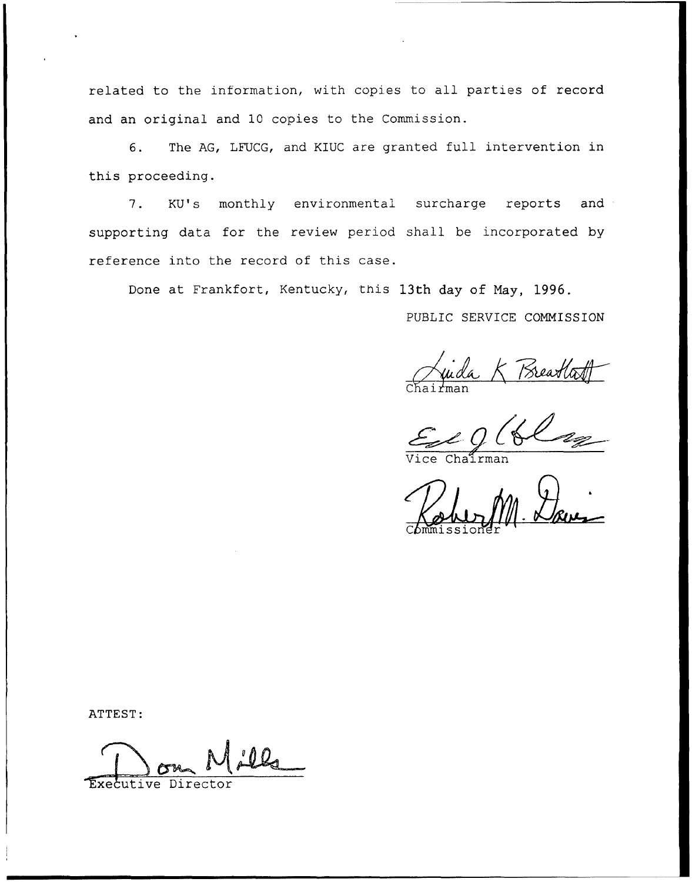related to the information, with copies to all parties of record and an original and 10 copies to the Commission.

6. The AG, LFUCG, and KIUC are granted full intervention in this proceeding.

7. KU's monthly environmental surcharge reports and supporting data for the review period shall be incorporated by reference into the record of this case.

Done at Frankfort, Kentucky, this 13th day of May, 1996.

PUBLIC SERVICE COMMISSION

Linda K Breathitt
Chairman

Vice Chairman

Robert M. Davis
Commissioner

ATTEST:

Don Mills
Executive Director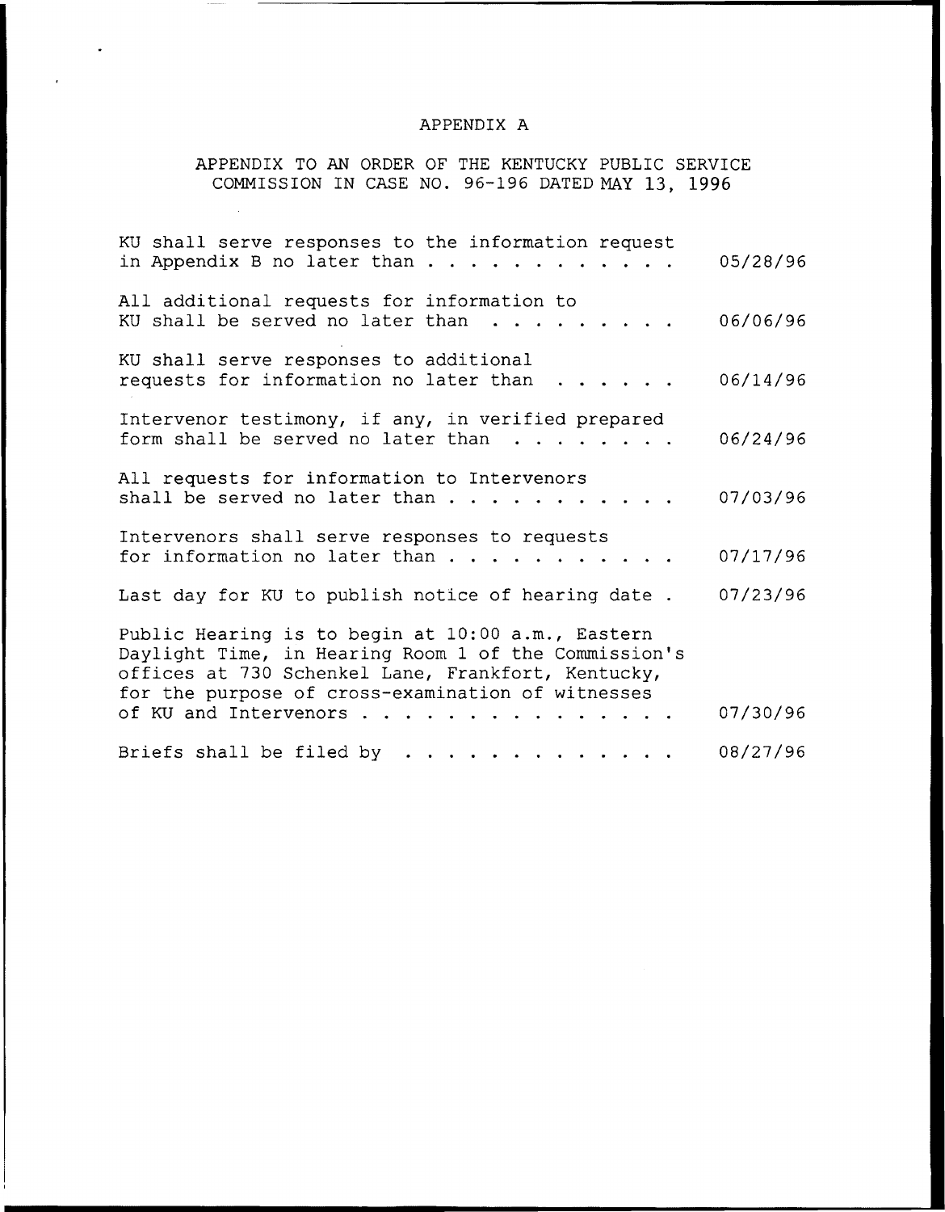# APPENDIX A

## APPENDIX TO AN ORDER OF THE KENTUCKY PUBLIC SERVICE COMMISSION IN CASE NO. 96-196 DATED MAY 13, 1996

| | |
|---|---|
| KU shall serve responses to the information request in Appendix B no later than . . . . . . . . . . . . | 05/28/96 |
| All additional requests for information to KU shall be served no later than . . . . . . . . . | 06/06/96 |
| KU shall serve responses to additional requests for information no later than . . . . . . | 06/14/96 |
| Intervenor testimony, if any, in verified prepared form shall be served no later than . . . . . . . . | 06/24/96 |
| All requests for information to Intervenors shall be served no later than . . . . . . . . . . . | 07/03/96 |
| Intervenors shall serve responses to requests for information no later than . . . . . . . . . . . | 07/17/96 |
| Last day for KU to publish notice of hearing date . | 07/23/96 |
| Public Hearing is to begin at 10:00 a.m., Eastern Daylight Time, in Hearing Room 1 of the Commission's offices at 730 Schenkel Lane, Frankfort, Kentucky, for the purpose of cross-examination of witnesses of KU and Intervenors . . . . . . . . . . . . . . . . | 07/30/96 |
| Briefs shall be filed by . . . . . . . . . . . . . | 08/27/96 |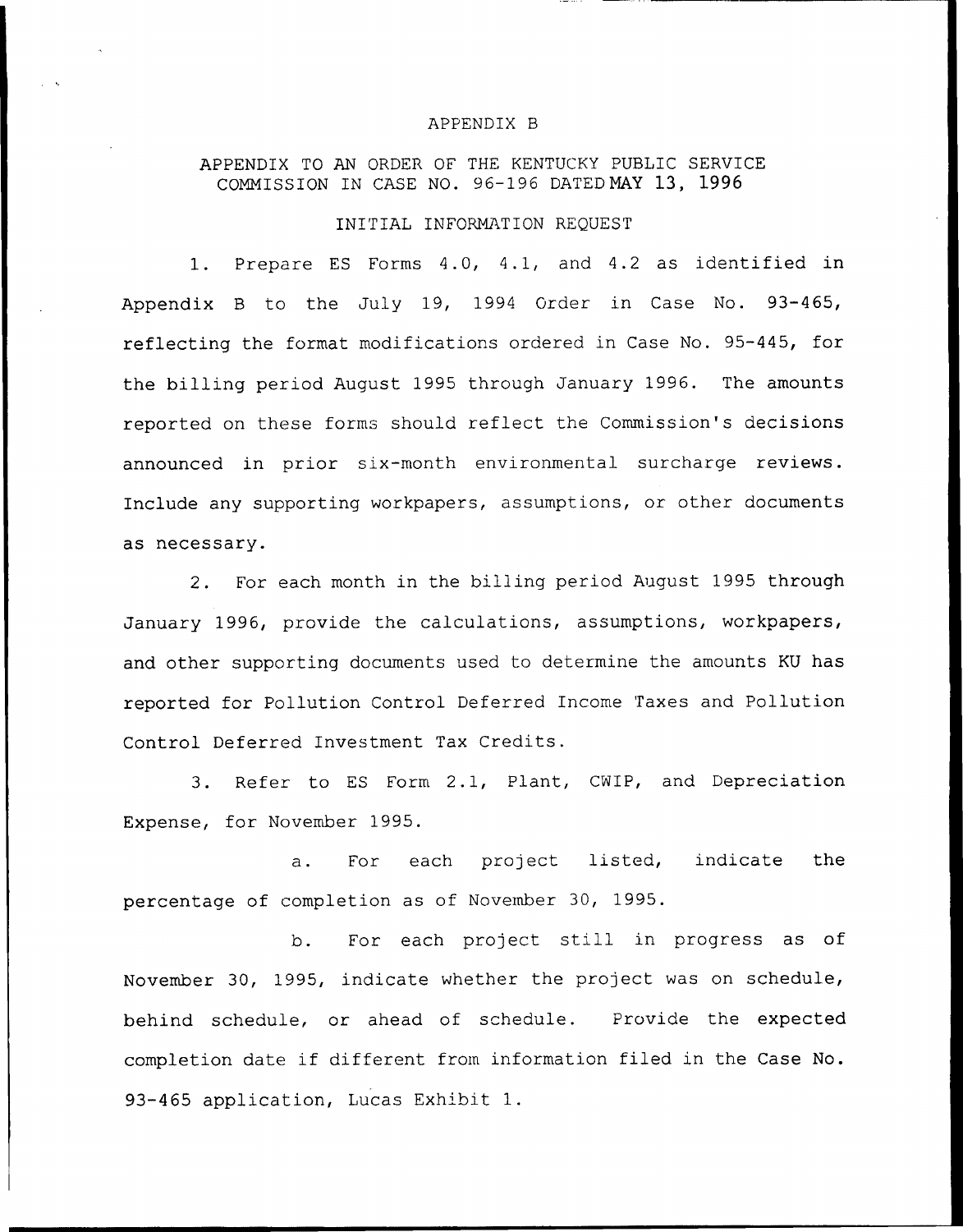# APPENDIX B

## APPENDIX TO AN ORDER OF THE KENTUCKY PUBLIC SERVICE COMMISSION IN CASE NO. 96-196 DATED MAY 13, 1996

### INITIAL INFORMATION REQUEST

1. Prepare ES Forms 4.0, 4.1, and 4.2 as identified in Appendix B to the July 19, 1994 Order in Case No. 93-465, reflecting the format modifications ordered in Case No. 95-445, for the billing period August 1995 through January 1996. The amounts reported on these forms should reflect the Commission's decisions announced in prior six-month environmental surcharge reviews. Include any supporting workpapers, assumptions, or other documents as necessary.

2. For each month in the billing period August 1995 through January 1996, provide the calculations, assumptions, workpapers, and other supporting documents used to determine the amounts KU has reported for Pollution Control Deferred Income Taxes and Pollution Control Deferred Investment Tax Credits.

3. Refer to ES Form 2.1, Plant, CWIP, and Depreciation Expense, for November 1995.

   a. For each project listed, indicate the percentage of completion as of November 30, 1995.

   b. For each project still in progress as of November 30, 1995, indicate whether the project was on schedule, behind schedule, or ahead of schedule. Provide the expected completion date if different from information filed in the Case No. 93-465 application, Lucas Exhibit 1.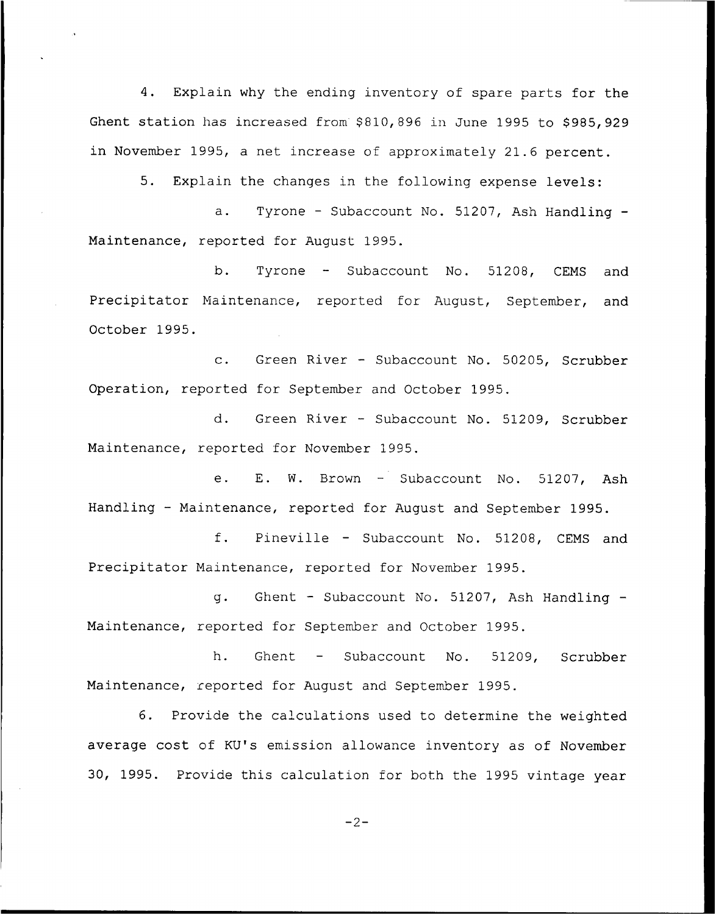4. Explain why the ending inventory of spare parts for the Ghent station has increased from $810,896 in June 1995 to $985,929 in November 1995, a net increase of approximately 21.6 percent.

5. Explain the changes in the following expense levels:

a. Tyrone - Subaccount No. 51207, Ash Handling - Maintenance, reported for August 1995.

b. Tyrone - Subaccount No. 51208, CEMS and Precipitator Maintenance, reported for August, September, and October 1995.

c. Green River - Subaccount No. 50205, Scrubber Operation, reported for September and October 1995.

d. Green River - Subaccount No. 51209, Scrubber Maintenance, reported for November 1995.

e. E. W. Brown - Subaccount No. 51207, Ash Handling - Maintenance, reported for August and September 1995.

f. Pineville - Subaccount No. 51208, CEMS and Precipitator Maintenance, reported for November 1995.

g. Ghent - Subaccount No. 51207, Ash Handling - Maintenance, reported for September and October 1995.

h. Ghent - Subaccount No. 51209, Scrubber Maintenance, reported for August and September 1995.

6. Provide the calculations used to determine the weighted average cost of KU's emission allowance inventory as of November 30, 1995. Provide this calculation for both the 1995 vintage year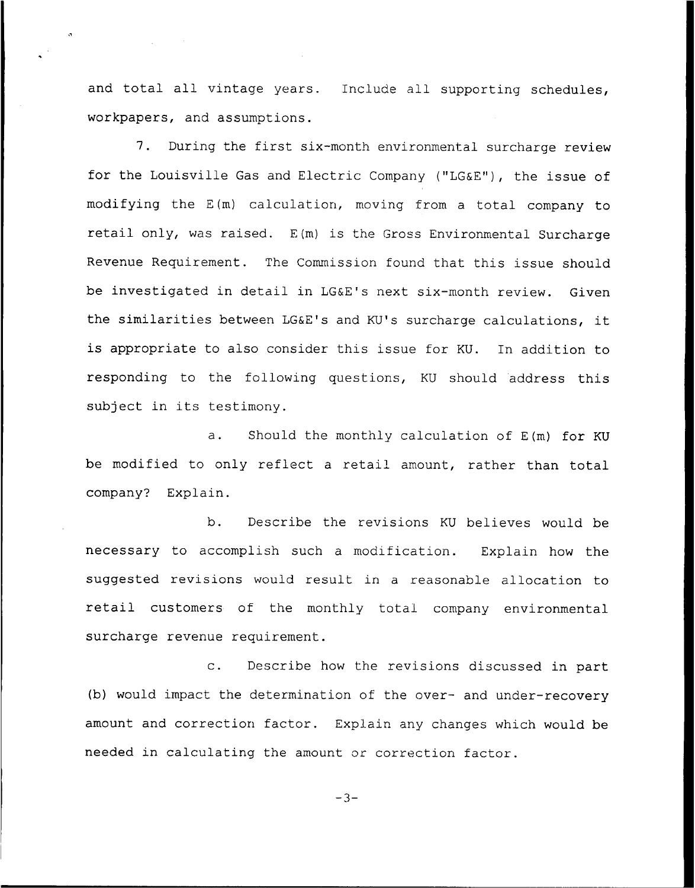and total all vintage years. Include all supporting schedules, workpapers, and assumptions.

7. During the first six-month environmental surcharge review for the Louisville Gas and Electric Company ("LG&E"), the issue of modifying the E(m) calculation, moving from a total company to retail only, was raised. E(m) is the Gross Environmental Surcharge Revenue Requirement. The Commission found that this issue should be investigated in detail in LG&E's next six-month review. Given the similarities between LG&E's and KU's surcharge calculations, it is appropriate to also consider this issue for KU. In addition to responding to the following questions, KU should address this subject in its testimony.

a. Should the monthly calculation of E(m) for KU be modified to only reflect a retail amount, rather than total company? Explain.

b. Describe the revisions KU believes would be necessary to accomplish such a modification. Explain how the suggested revisions would result in a reasonable allocation to retail customers of the monthly total company environmental surcharge revenue requirement.

c. Describe how the revisions discussed in part (b) would impact the determination of the over- and under-recovery amount and correction factor. Explain any changes which would be needed in calculating the amount or correction factor.